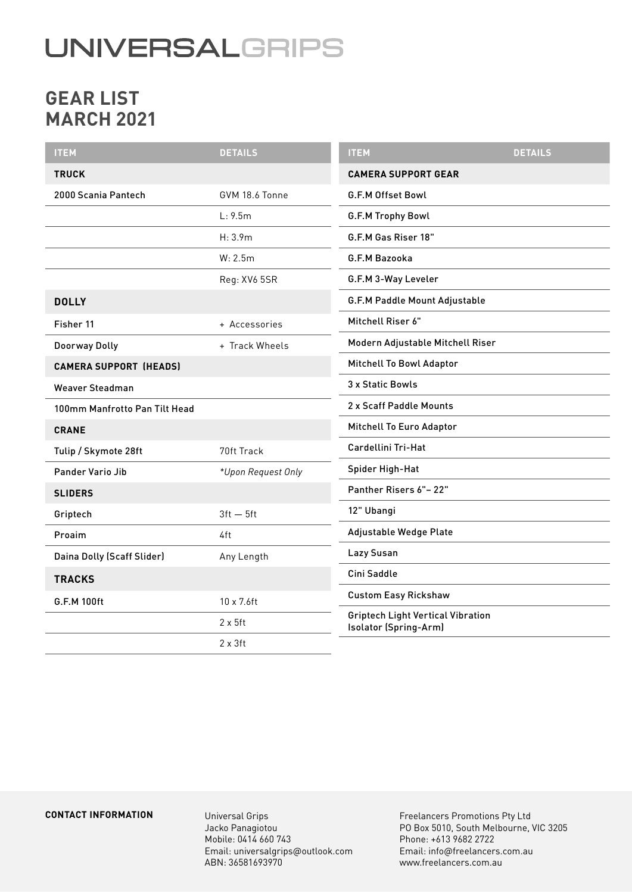# UNIVERSALGRIPS

## GEAR LIST
## MARCH 2021

| ITEM | DETAILS |
|---|---|
| **TRUCK** | |
| 2000 Scania Pantech | GVM 18.6 Tonne |
| | L: 9.5m |
| | H: 3.9m |
| | W: 2.5m |
| | Reg: XV6 5SR |
| **DOLLY** | |
| Fisher 11 | + Accessories |
| Doorway Dolly | + Track Wheels |
| **CAMERA SUPPORT (HEADS)** | |
| Weaver Steadman | |
| 100mm Manfrotto Pan Tilt Head | |
| **CRANE** | |
| Tulip / Skymote 28ft | 70ft Track |
| Pander Vario Jib | *Upon Request Only |
| **SLIDERS** | |
| Griptech | 3ft — 5ft |
| Proaim | 4ft |
| Daina Dolly (Scaff Slider) | Any Length |
| **TRACKS** | |
| G.F.M 100ft | 10 x 7.6ft |
| | 2 x 5ft |
| | 2 x 3ft |

| ITEM | DETAILS |
|---|---|
| **CAMERA SUPPORT GEAR** | |
| G.F.M Offset Bowl | |
| G.F.M Trophy Bowl | |
| G.F.M Gas Riser 18" | |
| G.F.M Bazooka | |
| G.F.M 3-Way Leveler | |
| G.F.M Paddle Mount Adjustable | |
| Mitchell Riser 6" | |
| Modern Adjustable Mitchell Riser | |
| Mitchell To Bowl Adaptor | |
| 3 x Static Bowls | |
| 2 x Scaff Paddle Mounts | |
| Mitchell To Euro Adaptor | |
| Cardellini Tri-Hat | |
| Spider High-Hat | |
| Panther Risers 6"– 22" | |
| 12" Ubangi | |
| Adjustable Wedge Plate | |
| Lazy Susan | |
| Cini Saddle | |
| Custom Easy Rickshaw | |
| Griptech Light Vertical Vibration Isolator (Spring-Arm) | |

**CONTACT INFORMATION**

Universal Grips
Jacko Panagiotou
Mobile: 0414 660 743
Email: universalgrips@outlook.com
ABN: 36581693970

Freelancers Promotions Pty Ltd
PO Box 5010, South Melbourne, VIC 3205
Phone: +613 9682 2722
Email: info@freelancers.com.au
www.freelancers.com.au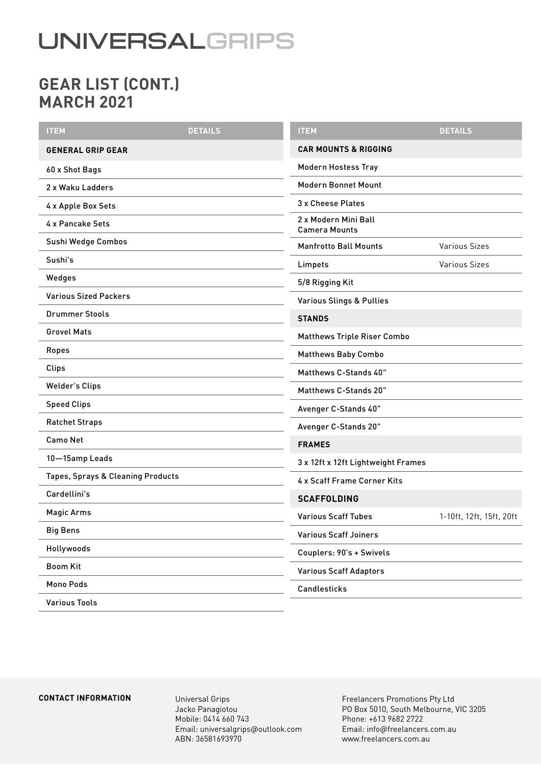# UNIVERSALGRIPS

## GEAR LIST (CONT.)
## MARCH 2021

| ITEM | DETAILS |
|---|---|
| **GENERAL GRIP GEAR** | |
| 60 x Shot Bags | |
| 2 x Waku Ladders | |
| 4 x Apple Box Sets | |
| 4 x Pancake Sets | |
| Sushi Wedge Combos | |
| Sushi's | |
| Wedges | |
| Various Sized Packers | |
| Drummer Stools | |
| Grovel Mats | |
| Ropes | |
| Clips | |
| Welder's Clips | |
| Speed Clips | |
| Ratchet Straps | |
| Camo Net | |
| 10—15amp Leads | |
| Tapes, Sprays & Cleaning Products | |
| Cardellini's | |
| Magic Arms | |
| Big Bens | |
| Hollywoods | |
| Boom Kit | |
| Mono Pods | |
| Various Tools | |

| ITEM | DETAILS |
|---|---|
| **CAR MOUNTS & RIGGING** | |
| Modern Hostess Tray | |
| Modern Bonnet Mount | |
| 3 x Cheese Plates | |
| 2 x Modern Mini Ball Camera Mounts | |
| Manfrotto Ball Mounts | Various Sizes |
| Limpets | Various Sizes |
| 5/8 Rigging Kit | |
| Various Slings & Pullies | |
| **STANDS** | |
| Matthews Triple Riser Combo | |
| Matthews Baby Combo | |
| Matthews C-Stands 40" | |
| Matthews C-Stands 20" | |
| Avenger C-Stands 40" | |
| Avenger C-Stands 20" | |
| **FRAMES** | |
| 3 x 12ft x 12ft Lightweight Frames | |
| 4 x Scaff Frame Corner Kits | |
| **SCAFFOLDING** | |
| Various Scaff Tubes | 1-10ft, 12ft, 15ft, 20ft |
| Various Scaff Joiners | |
| Couplers: 90's + Swivels | |
| Various Scaff Adaptors | |
| Candlesticks | |

**CONTACT INFORMATION**

Universal Grips
Jacko Panagiotou
Mobile: 0414 660 743
Email: universalgrips@outlook.com
ABN: 36581693970

Freelancers Promotions Pty Ltd
PO Box 5010, South Melbourne, VIC 3205
Phone: +613 9682 2722
Email: info@freelancers.com.au
www.freelancers.com.au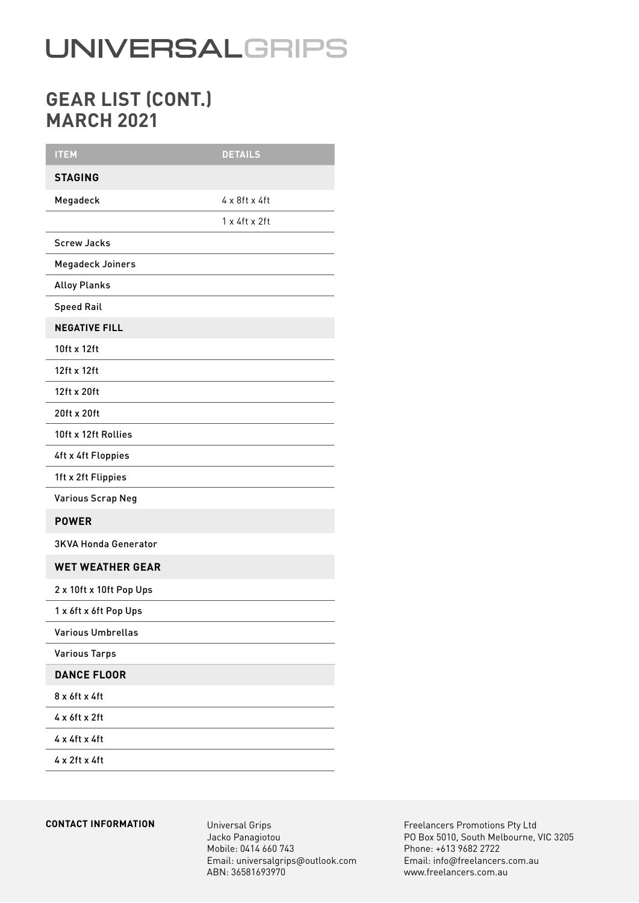# UNIVERSALGRIPS

## GEAR LIST (CONT.)
## MARCH 2021

| ITEM | DETAILS |
|---|---|
| **STAGING** | |
| Megadeck | 4 x 8ft x 4ft |
| | 1 x 4ft x 2ft |
| Screw Jacks | |
| Megadeck Joiners | |
| Alloy Planks | |
| Speed Rail | |
| **NEGATIVE FILL** | |
| 10ft x 12ft | |
| 12ft x 12ft | |
| 12ft x 20ft | |
| 20ft x 20ft | |
| 10ft x 12ft Rollies | |
| 4ft x 4ft Floppies | |
| 1ft x 2ft Flippies | |
| Various Scrap Neg | |
| **POWER** | |
| 3KVA Honda Generator | |
| **WET WEATHER GEAR** | |
| 2 x 10ft x 10ft Pop Ups | |
| 1 x 6ft x 6ft Pop Ups | |
| Various Umbrellas | |
| Various Tarps | |
| **DANCE FLOOR** | |
| 8 x 6ft x 4ft | |
| 4 x 6ft x 2ft | |
| 4 x 4ft x 4ft | |
| 4 x 2ft x 4ft | |

**CONTACT INFORMATION**

Universal Grips
Jacko Panagiotou
Mobile: 0414 660 743
Email: universalgrips@outlook.com
ABN: 36581693970

Freelancers Promotions Pty Ltd
PO Box 5010, South Melbourne, VIC 3205
Phone: +613 9682 2722
Email: info@freelancers.com.au
www.freelancers.com.au